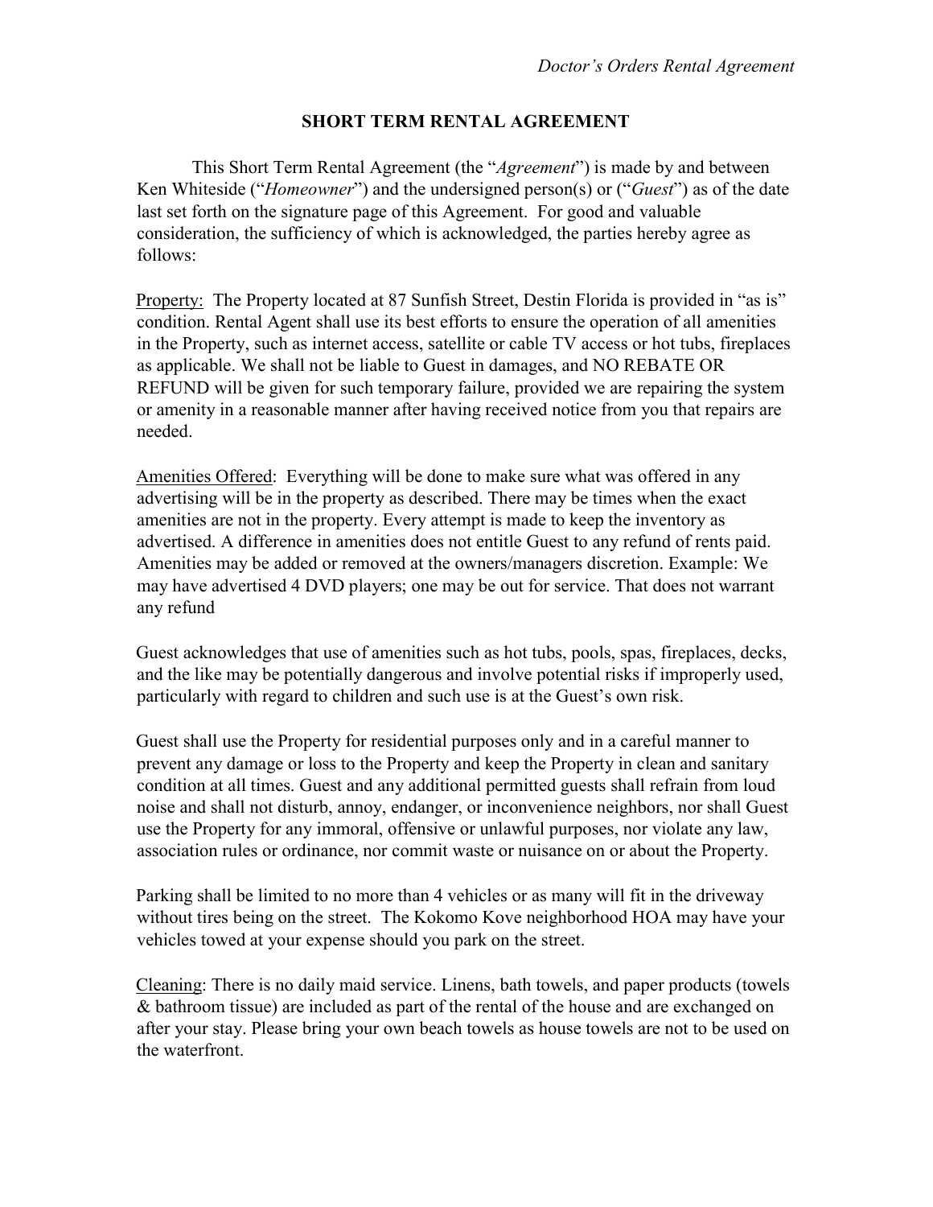# SHORT TERM RENTAL AGREEMENT

This Short Term Rental Agreement (the "*Agreement*") is made by and between Ken Whiteside ("*Homeowner*") and the undersigned person(s) or ("*Guest*") as of the date last set forth on the signature page of this Agreement. For good and valuable consideration, the sufficiency of which is acknowledged, the parties hereby agree as follows:

<u>Property:</u> The Property located at 87 Sunfish Street, Destin Florida is provided in "as is" condition. Rental Agent shall use its best efforts to ensure the operation of all amenities in the Property, such as internet access, satellite or cable TV access or hot tubs, fireplaces as applicable. We shall not be liable to Guest in damages, and NO REBATE OR REFUND will be given for such temporary failure, provided we are repairing the system or amenity in a reasonable manner after having received notice from you that repairs are needed.

<u>Amenities Offered</u>: Everything will be done to make sure what was offered in any advertising will be in the property as described. There may be times when the exact amenities are not in the property. Every attempt is made to keep the inventory as advertised. A difference in amenities does not entitle Guest to any refund of rents paid. Amenities may be added or removed at the owners/managers discretion. Example: We may have advertised 4 DVD players; one may be out for service. That does not warrant any refund

Guest acknowledges that use of amenities such as hot tubs, pools, spas, fireplaces, decks, and the like may be potentially dangerous and involve potential risks if improperly used, particularly with regard to children and such use is at the Guest's own risk.

Guest shall use the Property for residential purposes only and in a careful manner to prevent any damage or loss to the Property and keep the Property in clean and sanitary condition at all times. Guest and any additional permitted guests shall refrain from loud noise and shall not disturb, annoy, endanger, or inconvenience neighbors, nor shall Guest use the Property for any immoral, offensive or unlawful purposes, nor violate any law, association rules or ordinance, nor commit waste or nuisance on or about the Property.

Parking shall be limited to no more than 4 vehicles or as many will fit in the driveway without tires being on the street. The Kokomo Kove neighborhood HOA may have your vehicles towed at your expense should you park on the street.

<u>Cleaning</u>: There is no daily maid service. Linens, bath towels, and paper products (towels & bathroom tissue) are included as part of the rental of the house and are exchanged on after your stay. Please bring your own beach towels as house towels are not to be used on the waterfront.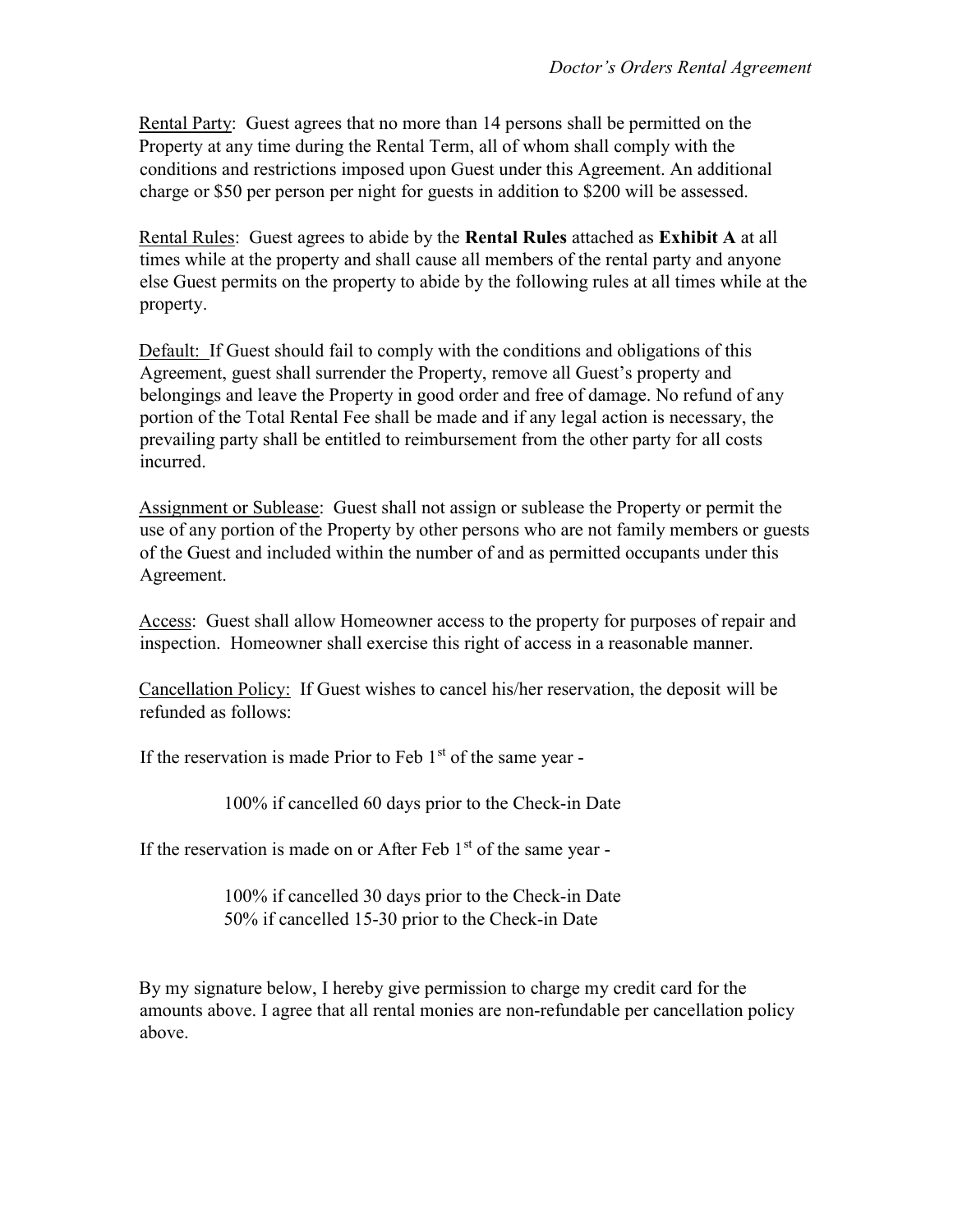Rental Party: Guest agrees that no more than 14 persons shall be permitted on the Property at any time during the Rental Term, all of whom shall comply with the conditions and restrictions imposed upon Guest under this Agreement. An additional charge or $50 per person per night for guests in addition to $200 will be assessed.

Rental Rules: Guest agrees to abide by the **Rental Rules** attached as **Exhibit A** at all times while at the property and shall cause all members of the rental party and anyone else Guest permits on the property to abide by the following rules at all times while at the property.

Default: If Guest should fail to comply with the conditions and obligations of this Agreement, guest shall surrender the Property, remove all Guest's property and belongings and leave the Property in good order and free of damage. No refund of any portion of the Total Rental Fee shall be made and if any legal action is necessary, the prevailing party shall be entitled to reimbursement from the other party for all costs incurred.

Assignment or Sublease: Guest shall not assign or sublease the Property or permit the use of any portion of the Property by other persons who are not family members or guests of the Guest and included within the number of and as permitted occupants under this Agreement.

Access: Guest shall allow Homeowner access to the property for purposes of repair and inspection. Homeowner shall exercise this right of access in a reasonable manner.

Cancellation Policy: If Guest wishes to cancel his/her reservation, the deposit will be refunded as follows:

If the reservation is made Prior to Feb 1st of the same year -

100% if cancelled 60 days prior to the Check-in Date

If the reservation is made on or After Feb 1st of the same year -

100% if cancelled 30 days prior to the Check-in Date
50% if cancelled 15-30 prior to the Check-in Date

By my signature below, I hereby give permission to charge my credit card for the amounts above. I agree that all rental monies are non-refundable per cancellation policy above.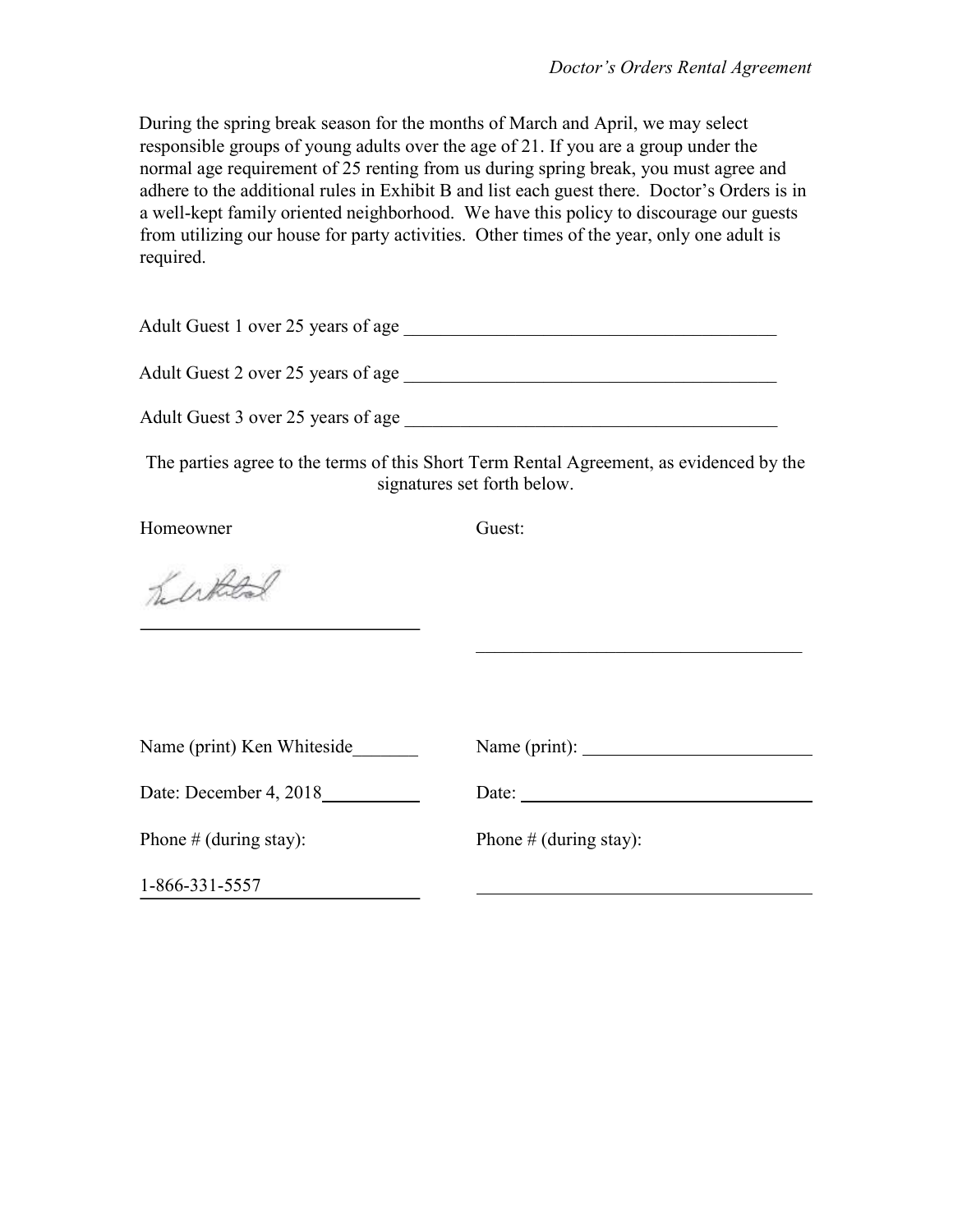During the spring break season for the months of March and April, we may select responsible groups of young adults over the age of 21. If you are a group under the normal age requirement of 25 renting from us during spring break, you must agree and adhere to the additional rules in Exhibit B and list each guest there. Doctor's Orders is in a well-kept family oriented neighborhood. We have this policy to discourage our guests from utilizing our house for party activities. Other times of the year, only one adult is required.

Adult Guest 1 over 25 years of age ________________________________________

Adult Guest 2 over 25 years of age ________________________________________

Adult Guest 3 over 25 years of age ________________________________________

The parties agree to the terms of this Short Term Rental Agreement, as evidenced by the signatures set forth below.

| Homeowner | Guest: |
|---|---|
| [signature] ____________________________ | ____________________________ |
| Name (print) Ken Whiteside_______ | Name (print): ________________________ |
| Date: December 4, 2018__________ | Date: ________________________________ |
| Phone # (during stay): | Phone # (during stay): |
| 1-866-331-5557 | ____________________________ |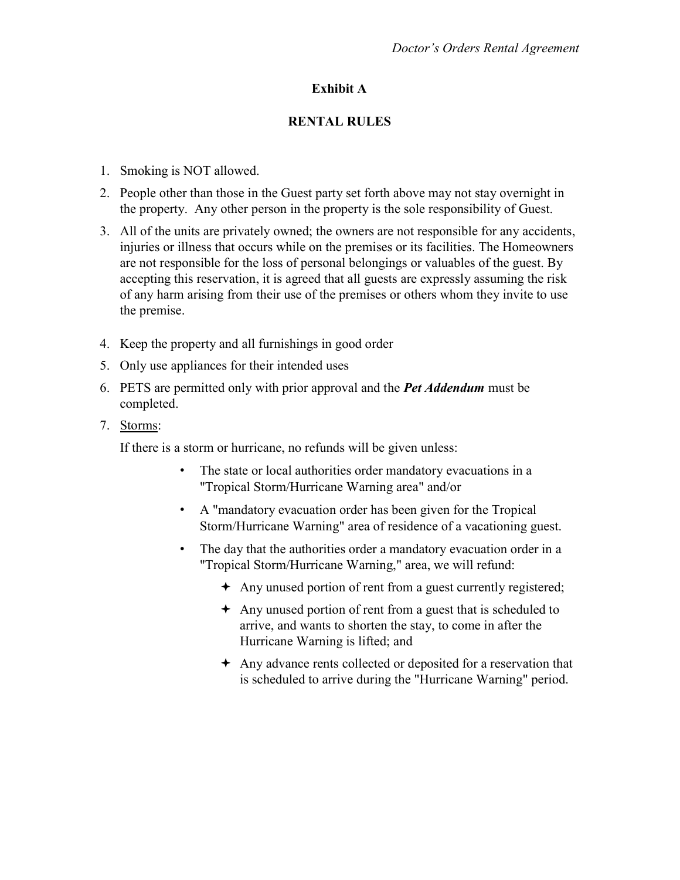## Exhibit A

## RENTAL RULES

1. Smoking is NOT allowed.
2. People other than those in the Guest party set forth above may not stay overnight in the property. Any other person in the property is the sole responsibility of Guest.
3. All of the units are privately owned; the owners are not responsible for any accidents, injuries or illness that occurs while on the premises or its facilities. The Homeowners are not responsible for the loss of personal belongings or valuables of the guest. By accepting this reservation, it is agreed that all guests are expressly assuming the risk of any harm arising from their use of the premises or others whom they invite to use the premise.
4. Keep the property and all furnishings in good order
5. Only use appliances for their intended uses
6. PETS are permitted only with prior approval and the ***Pet Addendum*** must be completed.
7. <u>Storms</u>:

   If there is a storm or hurricane, no refunds will be given unless:

   - The state or local authorities order mandatory evacuations in a "Tropical Storm/Hurricane Warning area" and/or
   - A "mandatory evacuation order has been given for the Tropical Storm/Hurricane Warning" area of residence of a vacationing guest.
   - The day that the authorities order a mandatory evacuation order in a "Tropical Storm/Hurricane Warning," area, we will refund:
     - Any unused portion of rent from a guest currently registered;
     - Any unused portion of rent from a guest that is scheduled to arrive, and wants to shorten the stay, to come in after the Hurricane Warning is lifted; and
     - Any advance rents collected or deposited for a reservation that is scheduled to arrive during the "Hurricane Warning" period.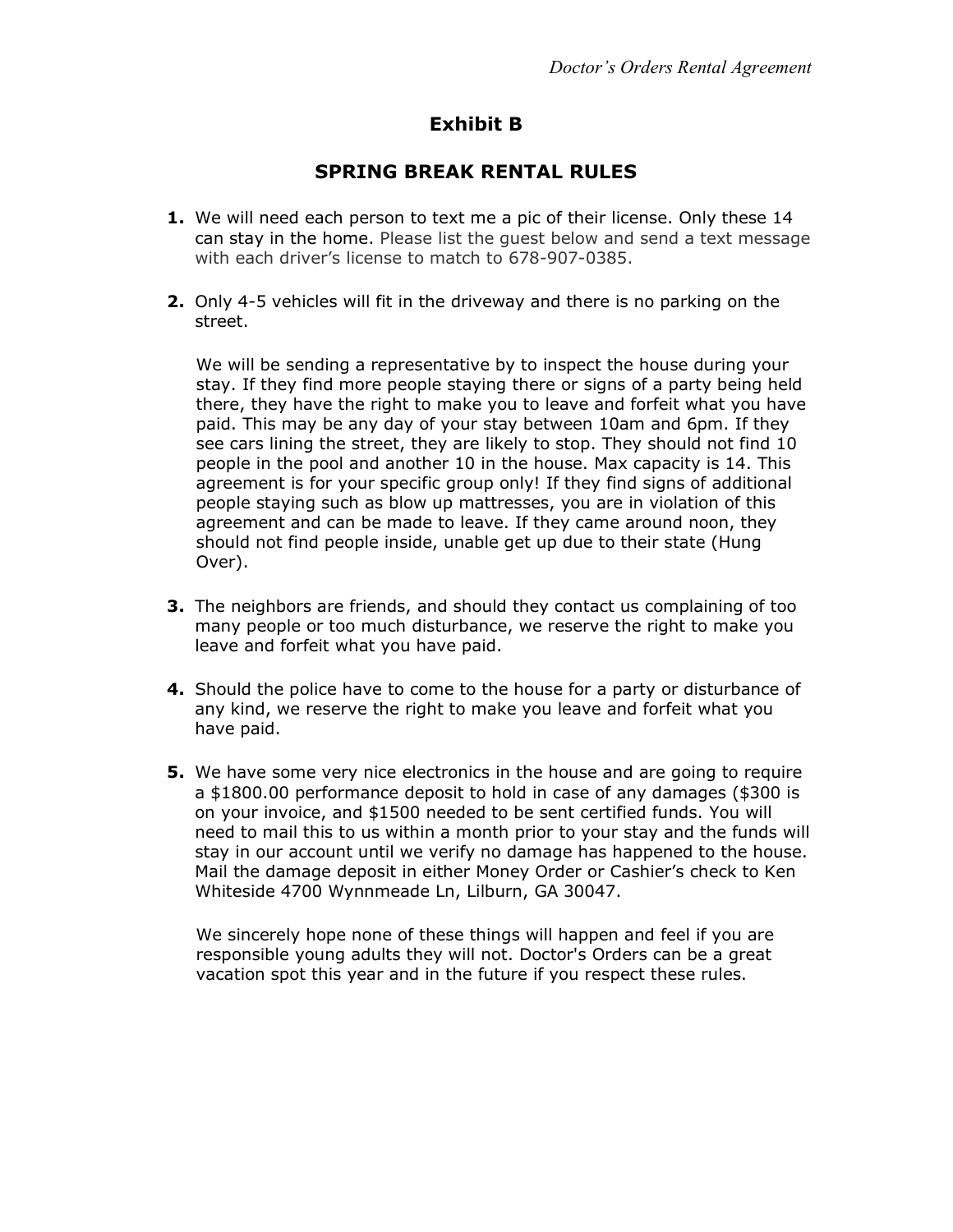## Exhibit B

## SPRING BREAK RENTAL RULES

1. We will need each person to text me a pic of their license. Only these 14 can stay in the home. Please list the guest below and send a text message with each driver's license to match to 678-907-0385.

2. Only 4-5 vehicles will fit in the driveway and there is no parking on the street.

   We will be sending a representative by to inspect the house during your stay. If they find more people staying there or signs of a party being held there, they have the right to make you to leave and forfeit what you have paid. This may be any day of your stay between 10am and 6pm. If they see cars lining the street, they are likely to stop. They should not find 10 people in the pool and another 10 in the house. Max capacity is 14. This agreement is for your specific group only! If they find signs of additional people staying such as blow up mattresses, you are in violation of this agreement and can be made to leave. If they came around noon, they should not find people inside, unable get up due to their state (Hung Over).

3. The neighbors are friends, and should they contact us complaining of too many people or too much disturbance, we reserve the right to make you leave and forfeit what you have paid.

4. Should the police have to come to the house for a party or disturbance of any kind, we reserve the right to make you leave and forfeit what you have paid.

5. We have some very nice electronics in the house and are going to require a $1800.00 performance deposit to hold in case of any damages ($300 is on your invoice, and $1500 needed to be sent certified funds. You will need to mail this to us within a month prior to your stay and the funds will stay in our account until we verify no damage has happened to the house. Mail the damage deposit in either Money Order or Cashier's check to Ken Whiteside 4700 Wynnmeade Ln, Lilburn, GA 30047.

   We sincerely hope none of these things will happen and feel if you are responsible young adults they will not. Doctor's Orders can be a great vacation spot this year and in the future if you respect these rules.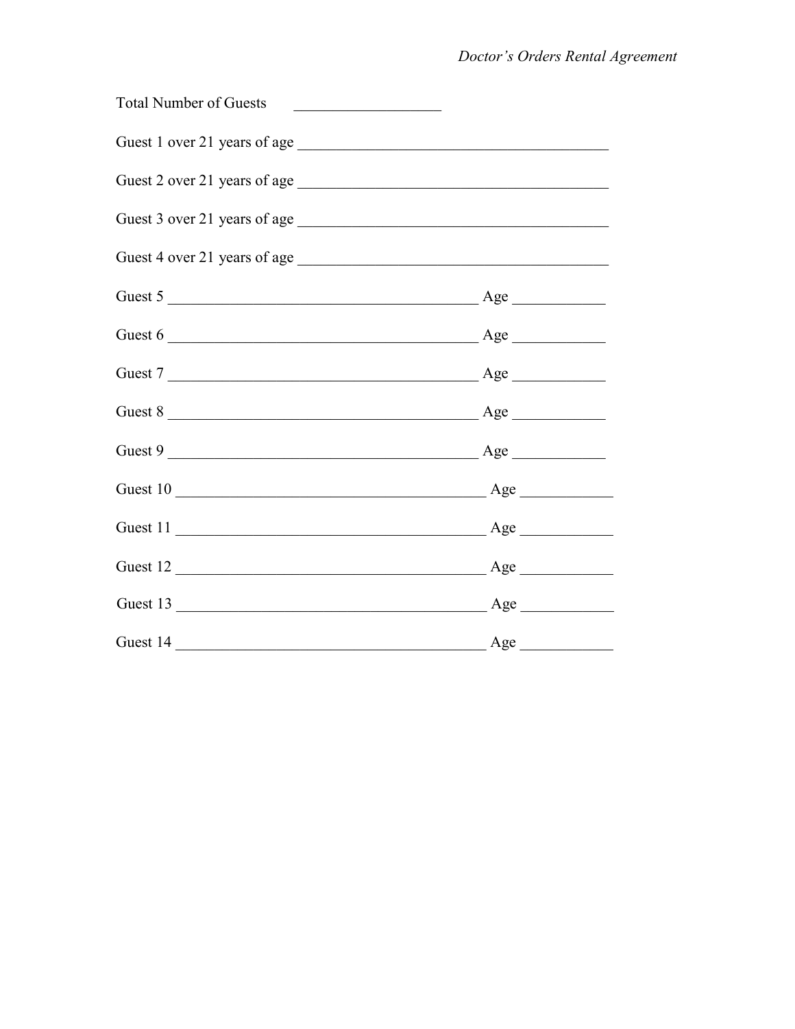Total Number of Guests ____________________

Guest 1 over 21 years of age ________________________________________

Guest 2 over 21 years of age ________________________________________

Guest 3 over 21 years of age ________________________________________

Guest 4 over 21 years of age ________________________________________

Guest 5 ________________________________________ Age ____________

Guest 6 ________________________________________ Age ____________

Guest 7 ________________________________________ Age ____________

Guest 8 ________________________________________ Age ____________

Guest 9 ________________________________________ Age ____________

Guest 10 ________________________________________ Age ____________

Guest 11 ________________________________________ Age ____________

Guest 12 ________________________________________ Age ____________

Guest 13 ________________________________________ Age ____________

Guest 14 ________________________________________ Age ____________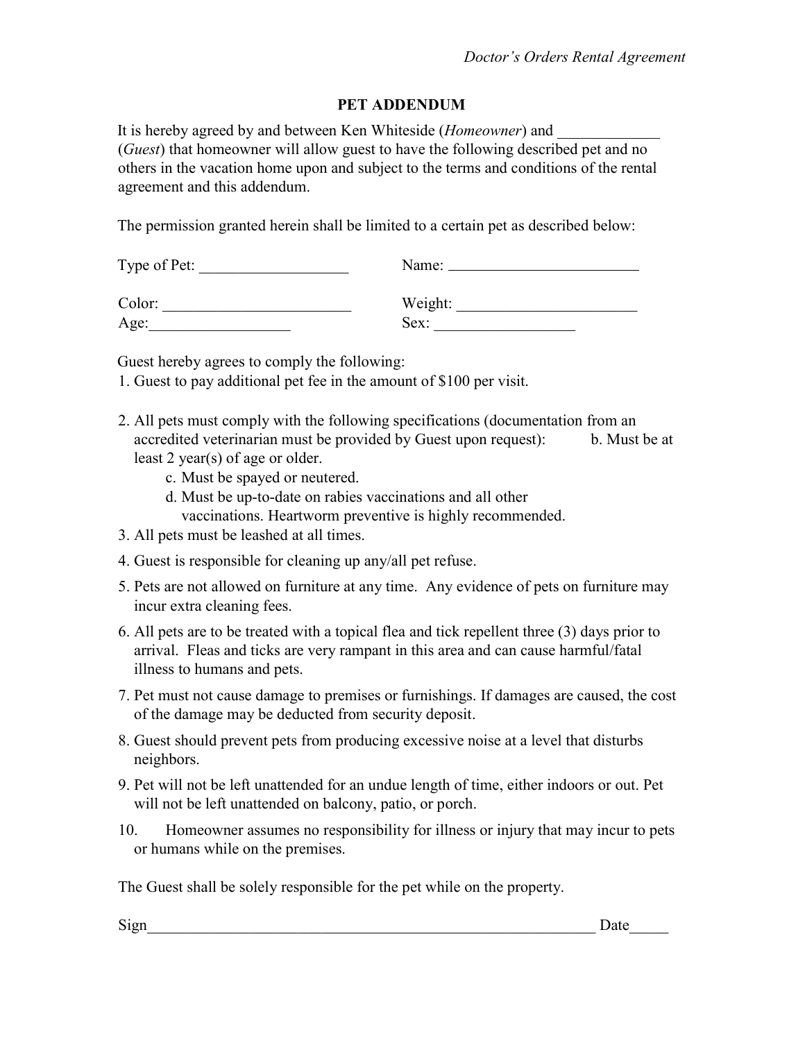# PET ADDENDUM

It is hereby agreed by and between Ken Whiteside (*Homeowner*) and _____________ (*Guest*) that homeowner will allow guest to have the following described pet and no others in the vacation home upon and subject to the terms and conditions of the rental agreement and this addendum.

The permission granted herein shall be limited to a certain pet as described below:

Type of Pet: ___________________ Name: ________________________

Color: ________________________ Weight: _______________________

Age:__________________ Sex: _________________

Guest hereby agrees to comply the following:

1. Guest to pay additional pet fee in the amount of $100 per visit.

2. All pets must comply with the following specifications (documentation from an accredited veterinarian must be provided by Guest upon request): b. Must be at least 2 year(s) of age or older.
   c. Must be spayed or neutered.
   d. Must be up-to-date on rabies vaccinations and all other vaccinations. Heartworm preventive is highly recommended.
3. All pets must be leashed at all times.
4. Guest is responsible for cleaning up any/all pet refuse.
5. Pets are not allowed on furniture at any time. Any evidence of pets on furniture may incur extra cleaning fees.
6. All pets are to be treated with a topical flea and tick repellent three (3) days prior to arrival. Fleas and ticks are very rampant in this area and can cause harmful/fatal illness to humans and pets.
7. Pet must not cause damage to premises or furnishings. If damages are caused, the cost of the damage may be deducted from security deposit.
8. Guest should prevent pets from producing excessive noise at a level that disturbs neighbors.
9. Pet will not be left unattended for an undue length of time, either indoors or out. Pet will not be left unattended on balcony, patio, or porch.
10. Homeowner assumes no responsibility for illness or injury that may incur to pets or humans while on the premises.

The Guest shall be solely responsible for the pet while on the property.

Sign___________________________________________________________ Date_____